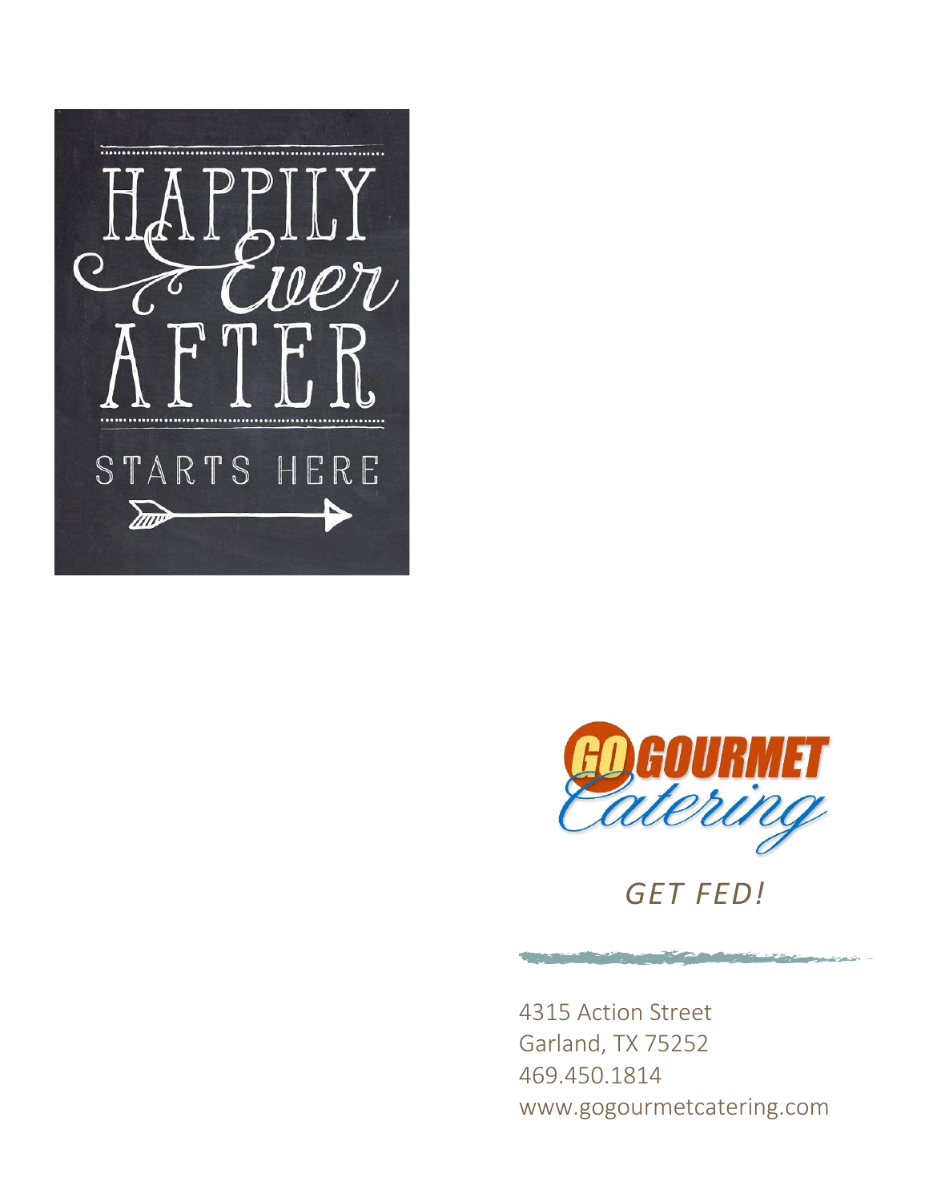HAPPILY

Ever

AFTER

STARTS HERE

GO GOURMET Catering

*GET FED!*

4315 Action Street
Garland, TX 75252
469.450.1814
www.gogourmetcatering.com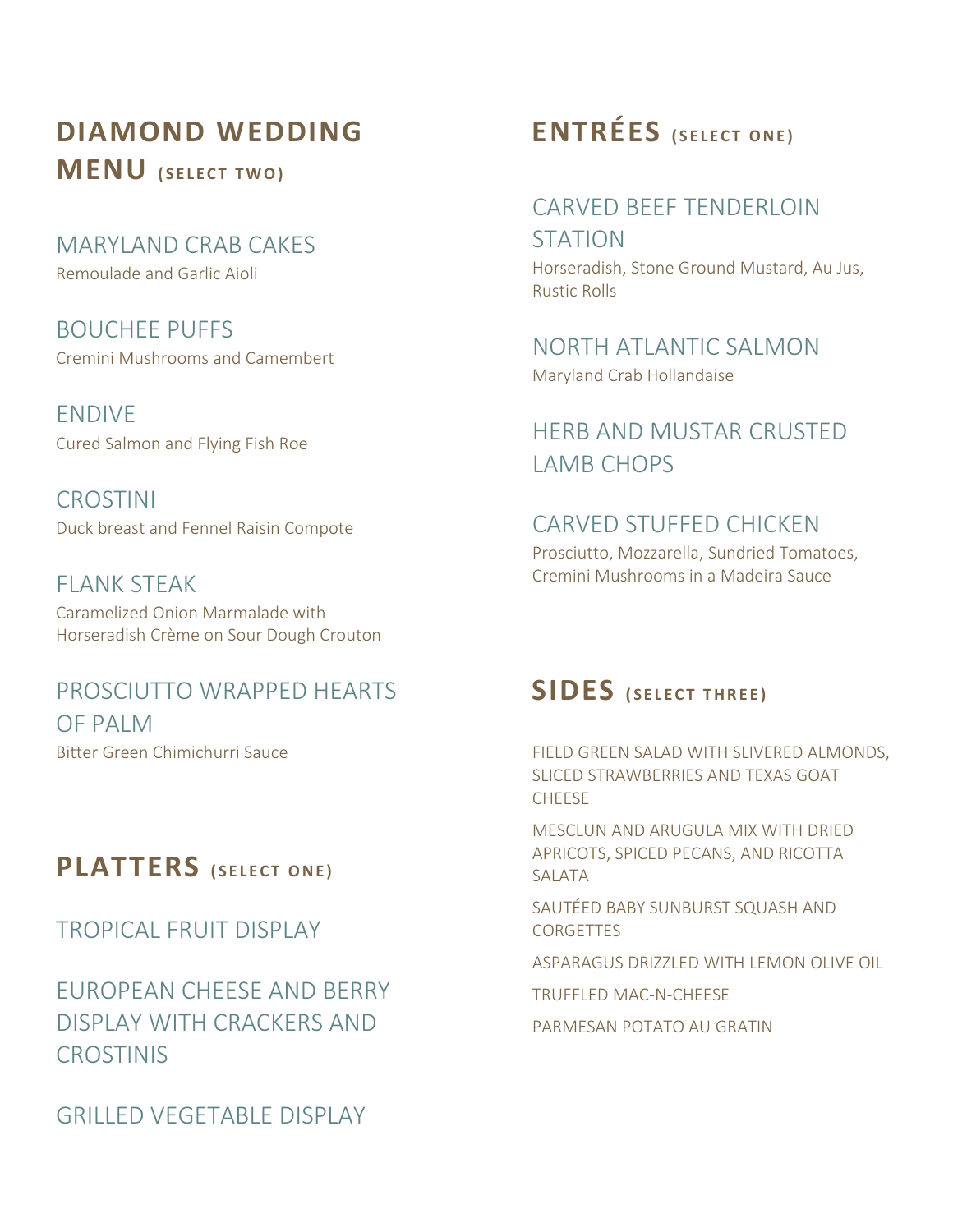## DIAMOND WEDDING MENU (SELECT TWO)

### MARYLAND CRAB CAKES
Remoulade and Garlic Aioli

### BOUCHEE PUFFS
Cremini Mushrooms and Camembert

### ENDIVE
Cured Salmon and Flying Fish Roe

### CROSTINI
Duck breast and Fennel Raisin Compote

### FLANK STEAK
Caramelized Onion Marmalade with Horseradish Crème on Sour Dough Crouton

### PROSCIUTTO WRAPPED HEARTS OF PALM
Bitter Green Chimichurri Sauce

## PLATTERS (SELECT ONE)

### TROPICAL FRUIT DISPLAY

### EUROPEAN CHEESE AND BERRY DISPLAY WITH CRACKERS AND CROSTINIS

### GRILLED VEGETABLE DISPLAY

## ENTRÉES (SELECT ONE)

### CARVED BEEF TENDERLOIN STATION
Horseradish, Stone Ground Mustard, Au Jus, Rustic Rolls

### NORTH ATLANTIC SALMON
Maryland Crab Hollandaise

### HERB AND MUSTAR CRUSTED LAMB CHOPS

### CARVED STUFFED CHICKEN
Prosciutto, Mozzarella, Sundried Tomatoes, Cremini Mushrooms in a Madeira Sauce

## SIDES (SELECT THREE)

FIELD GREEN SALAD WITH SLIVERED ALMONDS, SLICED STRAWBERRIES AND TEXAS GOAT CHEESE

MESCLUN AND ARUGULA MIX WITH DRIED APRICOTS, SPICED PECANS, AND RICOTTA SALATA

SAUTÉED BABY SUNBURST SQUASH AND CORGETTES

ASPARAGUS DRIZZLED WITH LEMON OLIVE OIL

TRUFFLED MAC-N-CHEESE

PARMESAN POTATO AU GRATIN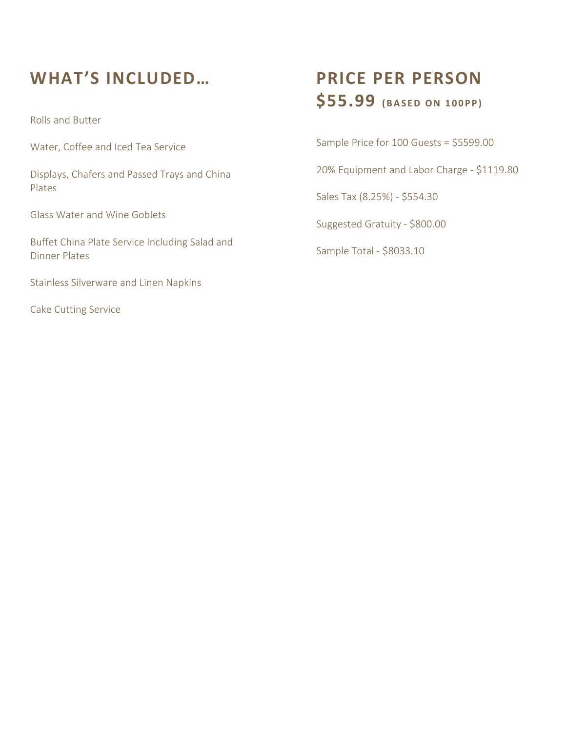## WHAT'S INCLUDED…

Rolls and Butter

Water, Coffee and Iced Tea Service

Displays, Chafers and Passed Trays and China Plates

Glass Water and Wine Goblets

Buffet China Plate Service Including Salad and Dinner Plates

Stainless Silverware and Linen Napkins

Cake Cutting Service

## PRICE PER PERSON $55.99 (BASED ON 100PP)

Sample Price for 100 Guests = $5599.00

20% Equipment and Labor Charge - $1119.80

Sales Tax (8.25%) - $554.30

Suggested Gratuity - $800.00

Sample Total - $8033.10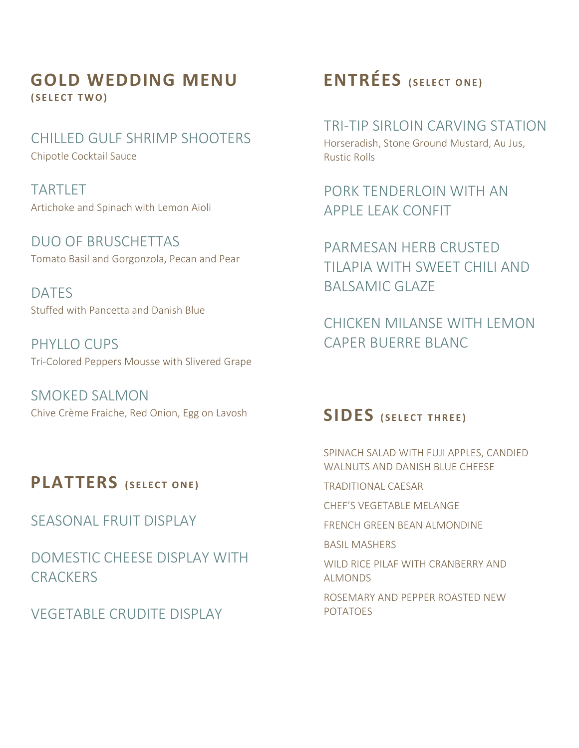## GOLD WEDDING MENU
**(SELECT TWO)**

CHILLED GULF SHRIMP SHOOTERS
Chipotle Cocktail Sauce

TARTLET
Artichoke and Spinach with Lemon Aioli

DUO OF BRUSCHETTAS
Tomato Basil and Gorgonzola, Pecan and Pear

DATES
Stuffed with Pancetta and Danish Blue

PHYLLO CUPS
Tri-Colored Peppers Mousse with Slivered Grape

SMOKED SALMON
Chive Crème Fraiche, Red Onion, Egg on Lavosh

## PLATTERS (SELECT ONE)

SEASONAL FRUIT DISPLAY

DOMESTIC CHEESE DISPLAY WITH CRACKERS

VEGETABLE CRUDITE DISPLAY

## ENTRÉES (SELECT ONE)

TRI-TIP SIRLOIN CARVING STATION
Horseradish, Stone Ground Mustard, Au Jus, Rustic Rolls

PORK TENDERLOIN WITH AN APPLE LEAK CONFIT

PARMESAN HERB CRUSTED TILAPIA WITH SWEET CHILI AND BALSAMIC GLAZE

CHICKEN MILANSE WITH LEMON CAPER BUERRE BLANC

## SIDES (SELECT THREE)

SPINACH SALAD WITH FUJI APPLES, CANDIED WALNUTS AND DANISH BLUE CHEESE

TRADITIONAL CAESAR

CHEF'S VEGETABLE MELANGE

FRENCH GREEN BEAN ALMONDINE

BASIL MASHERS

WILD RICE PILAF WITH CRANBERRY AND ALMONDS

ROSEMARY AND PEPPER ROASTED NEW POTATOES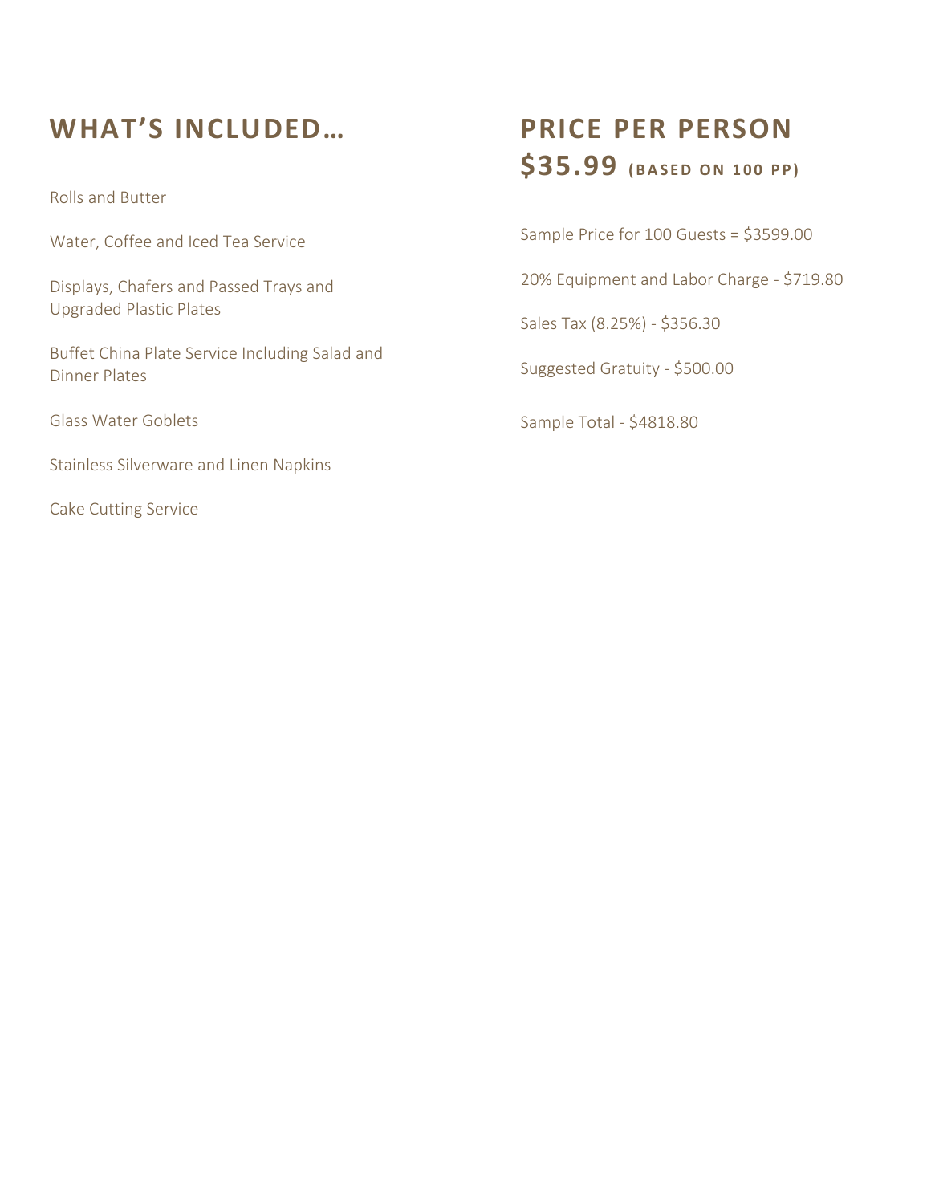## WHAT'S INCLUDED…

Rolls and Butter

Water, Coffee and Iced Tea Service

Displays, Chafers and Passed Trays and Upgraded Plastic Plates

Buffet China Plate Service Including Salad and Dinner Plates

Glass Water Goblets

Stainless Silverware and Linen Napkins

Cake Cutting Service

## PRICE PER PERSON $35.99 (BASED ON 100 PP)

Sample Price for 100 Guests = $3599.00

20% Equipment and Labor Charge - $719.80

Sales Tax (8.25%) - $356.30

Suggested Gratuity - $500.00

Sample Total - $4818.80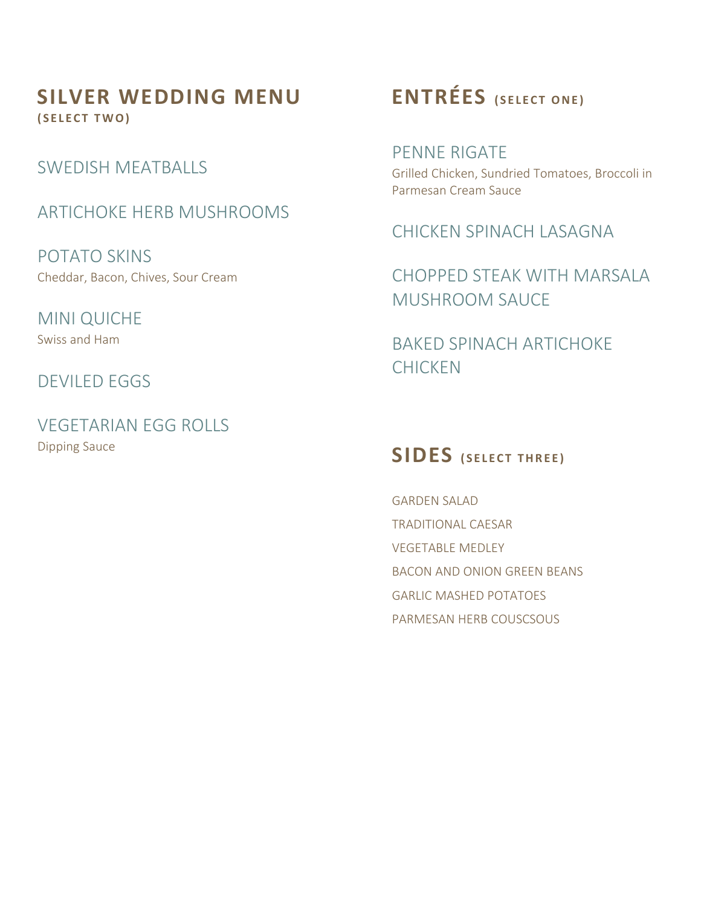## SILVER WEDDING MENU
**(SELECT TWO)**

### SWEDISH MEATBALLS

### ARTICHOKE HERB MUSHROOMS

### POTATO SKINS
Cheddar, Bacon, Chives, Sour Cream

### MINI QUICHE
Swiss and Ham

### DEVILED EGGS

### VEGETARIAN EGG ROLLS
Dipping Sauce

## ENTRÉES **(SELECT ONE)**

### PENNE RIGATE
Grilled Chicken, Sundried Tomatoes, Broccoli in Parmesan Cream Sauce

### CHICKEN SPINACH LASAGNA

### CHOPPED STEAK WITH MARSALA MUSHROOM SAUCE

### BAKED SPINACH ARTICHOKE CHICKEN

## SIDES **(SELECT THREE)**

GARDEN SALAD

TRADITIONAL CAESAR

VEGETABLE MEDLEY

BACON AND ONION GREEN BEANS

GARLIC MASHED POTATOES

PARMESAN HERB COUSCSOUS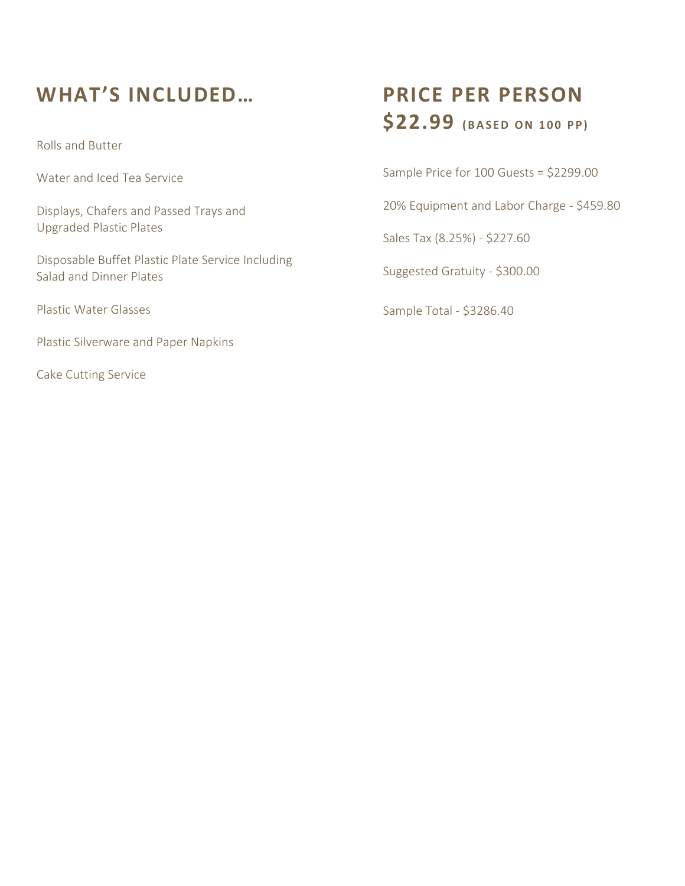## WHAT'S INCLUDED…

Rolls and Butter

Water and Iced Tea Service

Displays, Chafers and Passed Trays and Upgraded Plastic Plates

Disposable Buffet Plastic Plate Service Including Salad and Dinner Plates

Plastic Water Glasses

Plastic Silverware and Paper Napkins

Cake Cutting Service

## PRICE PER PERSON $22.99 (BASED ON 100 PP)

Sample Price for 100 Guests = $2299.00

20% Equipment and Labor Charge - $459.80

Sales Tax (8.25%) - $227.60

Suggested Gratuity - $300.00

Sample Total - $3286.40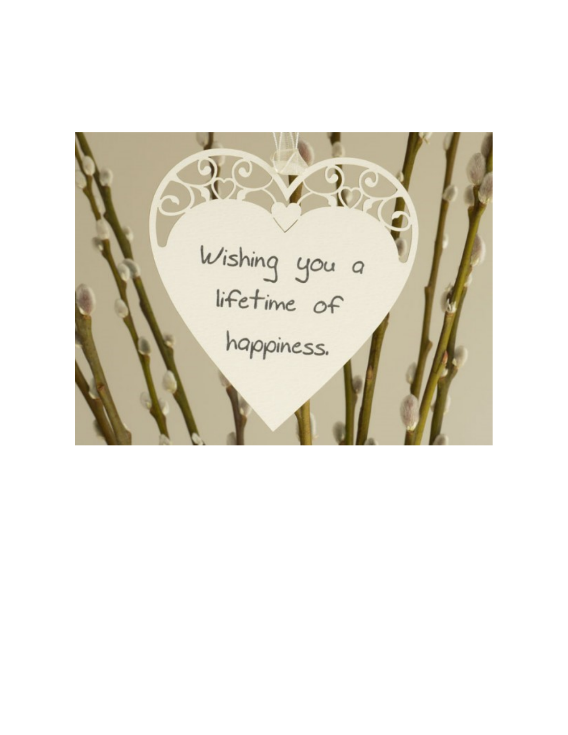Wishing you a lifetime of happiness.